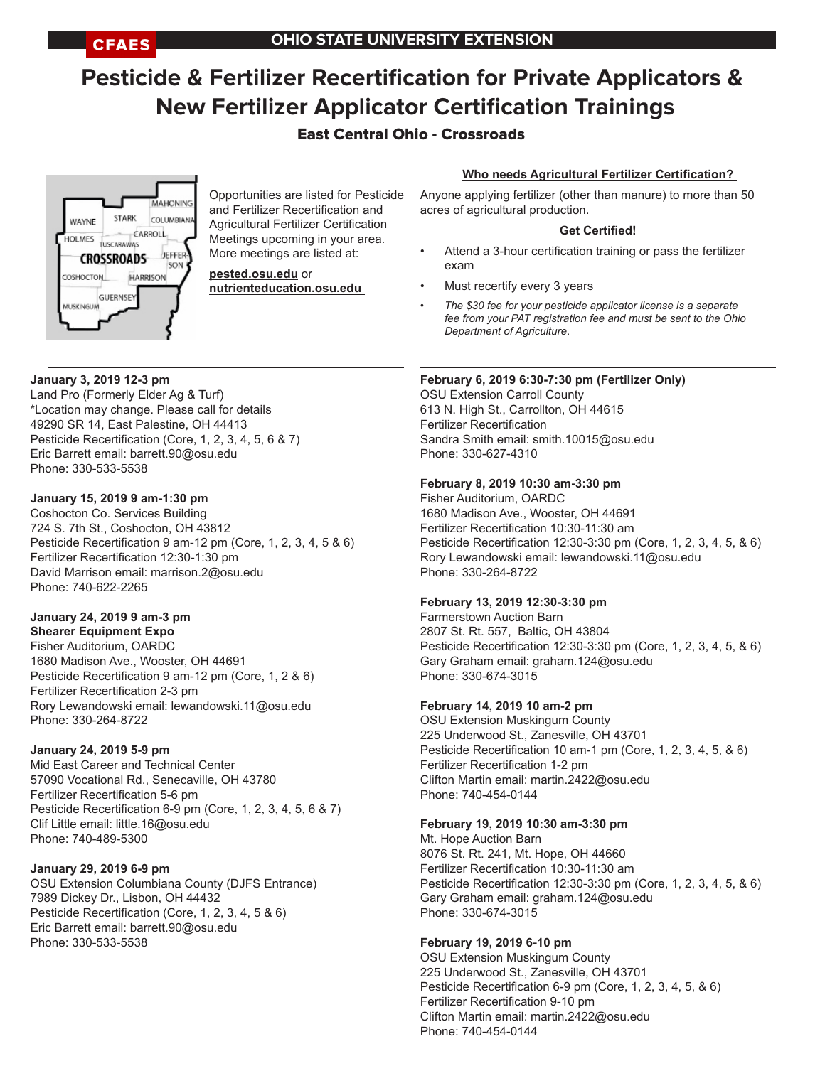CFAES

OHIO STATE UNIVERSITY EXTENSION

# Pesticide & Fertilizer Recertification for Private Applicators & New Fertilizer Applicator Certification Trainings

## East Central Ohio - Crossroads

Opportunities are listed for Pesticide and Fertilizer Recertification and Agricultural Fertilizer Certification Meetings upcoming in your area. More meetings are listed at:

**pested.osu.edu** or **nutrienteducation.osu.edu**

### Who needs Agricultural Fertilizer Certification?

Anyone applying fertilizer (other than manure) to more than 50 acres of agricultural production.

**Get Certified!**

- Attend a 3-hour certification training or pass the fertilizer exam
- Must recertify every 3 years
- *The $30 fee for your pesticide applicator license is a separate fee from your PAT registration fee and must be sent to the Ohio Department of Agriculture.*

---

**January 3, 2019 12-3 pm**
Land Pro (Formerly Elder Ag & Turf)
*Location may change. Please call for details
49290 SR 14, East Palestine, OH 44413
Pesticide Recertification (Core, 1, 2, 3, 4, 5, 6 & 7)
Eric Barrett email: barrett.90@osu.edu
Phone: 330-533-5538

**January 15, 2019 9 am-1:30 pm**
Coshocton Co. Services Building
724 S. 7th St., Coshocton, OH 43812
Pesticide Recertification 9 am-12 pm (Core, 1, 2, 3, 4, 5 & 6)
Fertilizer Recertification 12:30-1:30 pm
David Marrison email: marrison.2@osu.edu
Phone: 740-622-2265

**January 24, 2019 9 am-3 pm**
**Shearer Equipment Expo**
Fisher Auditorium, OARDC
1680 Madison Ave., Wooster, OH 44691
Pesticide Recertification 9 am-12 pm (Core, 1, 2 & 6)
Fertilizer Recertification 2-3 pm
Rory Lewandowski email: lewandowski.11@osu.edu
Phone: 330-264-8722

**January 24, 2019 5-9 pm**
Mid East Career and Technical Center
57090 Vocational Rd., Senecaville, OH 43780
Fertilizer Recertification 5-6 pm
Pesticide Recertification 6-9 pm (Core, 1, 2, 3, 4, 5, 6 & 7)
Clif Little email: little.16@osu.edu
Phone: 740-489-5300

**January 29, 2019 6-9 pm**
OSU Extension Columbiana County (DJFS Entrance)
7989 Dickey Dr., Lisbon, OH 44432
Pesticide Recertification (Core, 1, 2, 3, 4, 5 & 6)
Eric Barrett email: barrett.90@osu.edu
Phone: 330-533-5538

**February 6, 2019 6:30-7:30 pm (Fertilizer Only)**
OSU Extension Carroll County
613 N. High St., Carrollton, OH 44615
Fertilizer Recertification
Sandra Smith email: smith.10015@osu.edu
Phone: 330-627-4310

**February 8, 2019 10:30 am-3:30 pm**
Fisher Auditorium, OARDC
1680 Madison Ave., Wooster, OH 44691
Fertilizer Recertification 10:30-11:30 am
Pesticide Recertification 12:30-3:30 pm (Core, 1, 2, 3, 4, 5, & 6)
Rory Lewandowski email: lewandowski.11@osu.edu
Phone: 330-264-8722

**February 13, 2019 12:30-3:30 pm**
Farmerstown Auction Barn
2807 St. Rt. 557, Baltic, OH 43804
Pesticide Recertification 12:30-3:30 pm (Core, 1, 2, 3, 4, 5, & 6)
Gary Graham email: graham.124@osu.edu
Phone: 330-674-3015

**February 14, 2019 10 am-2 pm**
OSU Extension Muskingum County
225 Underwood St., Zanesville, OH 43701
Pesticide Recertification 10 am-1 pm (Core, 1, 2, 3, 4, 5, & 6)
Fertilizer Recertification 1-2 pm
Clifton Martin email: martin.2422@osu.edu
Phone: 740-454-0144

**February 19, 2019 10:30 am-3:30 pm**
Mt. Hope Auction Barn
8076 St. Rt. 241, Mt. Hope, OH 44660
Fertilizer Recertification 10:30-11:30 am
Pesticide Recertification 12:30-3:30 pm (Core, 1, 2, 3, 4, 5, & 6)
Gary Graham email: graham.124@osu.edu
Phone: 330-674-3015

**February 19, 2019 6-10 pm**
OSU Extension Muskingum County
225 Underwood St., Zanesville, OH 43701
Pesticide Recertification 6-9 pm (Core, 1, 2, 3, 4, 5, & 6)
Fertilizer Recertification 9-10 pm
Clifton Martin email: martin.2422@osu.edu
Phone: 740-454-0144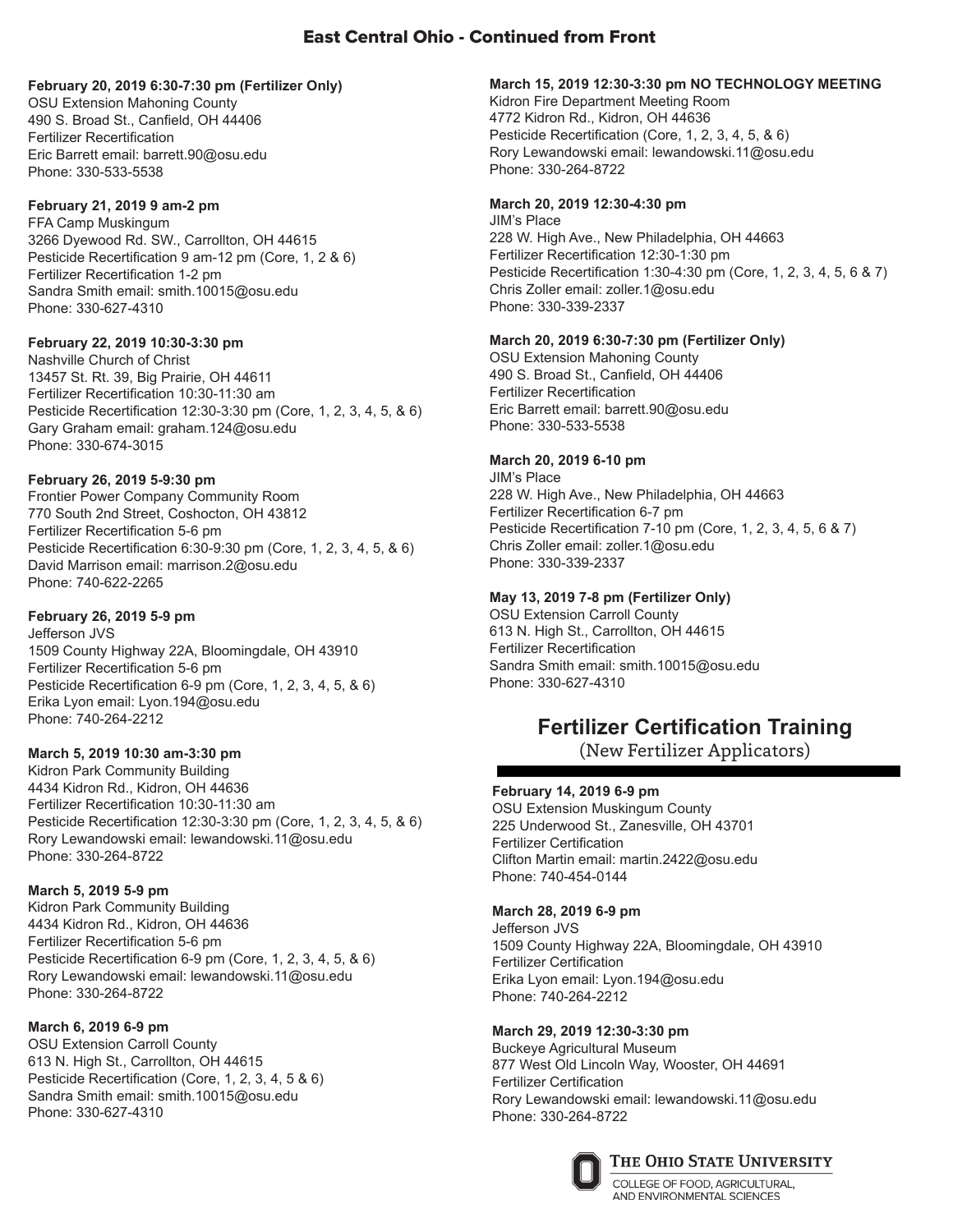## East Central Ohio - Continued from Front

**February 20, 2019 6:30-7:30 pm (Fertilizer Only)**
OSU Extension Mahoning County
490 S. Broad St., Canfield, OH 44406
Fertilizer Recertification
Eric Barrett email: barrett.90@osu.edu
Phone: 330-533-5538

**February 21, 2019 9 am-2 pm**
FFA Camp Muskingum
3266 Dyewood Rd. SW., Carrollton, OH 44615
Pesticide Recertification 9 am-12 pm (Core, 1, 2 & 6)
Fertilizer Recertification 1-2 pm
Sandra Smith email: smith.10015@osu.edu
Phone: 330-627-4310

**February 22, 2019 10:30-3:30 pm**
Nashville Church of Christ
13457 St. Rt. 39, Big Prairie, OH 44611
Fertilizer Recertification 10:30-11:30 am
Pesticide Recertification 12:30-3:30 pm (Core, 1, 2, 3, 4, 5, & 6)
Gary Graham email: graham.124@osu.edu
Phone: 330-674-3015

**February 26, 2019 5-9:30 pm**
Frontier Power Company Community Room
770 South 2nd Street, Coshocton, OH 43812
Fertilizer Recertification 5-6 pm
Pesticide Recertification 6:30-9:30 pm (Core, 1, 2, 3, 4, 5, & 6)
David Marrison email: marrison.2@osu.edu
Phone: 740-622-2265

**February 26, 2019 5-9 pm**
Jefferson JVS
1509 County Highway 22A, Bloomingdale, OH 43910
Fertilizer Recertification 5-6 pm
Pesticide Recertification 6-9 pm (Core, 1, 2, 3, 4, 5, & 6)
Erika Lyon email: Lyon.194@osu.edu
Phone: 740-264-2212

**March 5, 2019 10:30 am-3:30 pm**
Kidron Park Community Building
4434 Kidron Rd., Kidron, OH 44636
Fertilizer Recertification 10:30-11:30 am
Pesticide Recertification 12:30-3:30 pm (Core, 1, 2, 3, 4, 5, & 6)
Rory Lewandowski email: lewandowski.11@osu.edu
Phone: 330-264-8722

**March 5, 2019 5-9 pm**
Kidron Park Community Building
4434 Kidron Rd., Kidron, OH 44636
Fertilizer Recertification 5-6 pm
Pesticide Recertification 6-9 pm (Core, 1, 2, 3, 4, 5, & 6)
Rory Lewandowski email: lewandowski.11@osu.edu
Phone: 330-264-8722

**March 6, 2019 6-9 pm**
OSU Extension Carroll County
613 N. High St., Carrollton, OH 44615
Pesticide Recertification (Core, 1, 2, 3, 4, 5 & 6)
Sandra Smith email: smith.10015@osu.edu
Phone: 330-627-4310

**March 15, 2019 12:30-3:30 pm NO TECHNOLOGY MEETING**
Kidron Fire Department Meeting Room
4772 Kidron Rd., Kidron, OH 44636
Pesticide Recertification (Core, 1, 2, 3, 4, 5, & 6)
Rory Lewandowski email: lewandowski.11@osu.edu
Phone: 330-264-8722

**March 20, 2019 12:30-4:30 pm**
JIM's Place
228 W. High Ave., New Philadelphia, OH 44663
Fertilizer Recertification 12:30-1:30 pm
Pesticide Recertification 1:30-4:30 pm (Core, 1, 2, 3, 4, 5, 6 & 7)
Chris Zoller email: zoller.1@osu.edu
Phone: 330-339-2337

**March 20, 2019 6:30-7:30 pm (Fertilizer Only)**
OSU Extension Mahoning County
490 S. Broad St., Canfield, OH 44406
Fertilizer Recertification
Eric Barrett email: barrett.90@osu.edu
Phone: 330-533-5538

**March 20, 2019 6-10 pm**
JIM's Place
228 W. High Ave., New Philadelphia, OH 44663
Fertilizer Recertification 6-7 pm
Pesticide Recertification 7-10 pm (Core, 1, 2, 3, 4, 5, 6 & 7)
Chris Zoller email: zoller.1@osu.edu
Phone: 330-339-2337

**May 13, 2019 7-8 pm (Fertilizer Only)**
OSU Extension Carroll County
613 N. High St., Carrollton, OH 44615
Fertilizer Recertification
Sandra Smith email: smith.10015@osu.edu
Phone: 330-627-4310

## Fertilizer Certification Training
(New Fertilizer Applicators)

**February 14, 2019 6-9 pm**
OSU Extension Muskingum County
225 Underwood St., Zanesville, OH 43701
Fertilizer Certification
Clifton Martin email: martin.2422@osu.edu
Phone: 740-454-0144

**March 28, 2019 6-9 pm**
Jefferson JVS
1509 County Highway 22A, Bloomingdale, OH 43910
Fertilizer Certification
Erika Lyon email: Lyon.194@osu.edu
Phone: 740-264-2212

**March 29, 2019 12:30-3:30 pm**
Buckeye Agricultural Museum
877 West Old Lincoln Way, Wooster, OH 44691
Fertilizer Certification
Rory Lewandowski email: lewandowski.11@osu.edu
Phone: 330-264-8722

THE OHIO STATE UNIVERSITY
COLLEGE OF FOOD, AGRICULTURAL, AND ENVIRONMENTAL SCIENCES